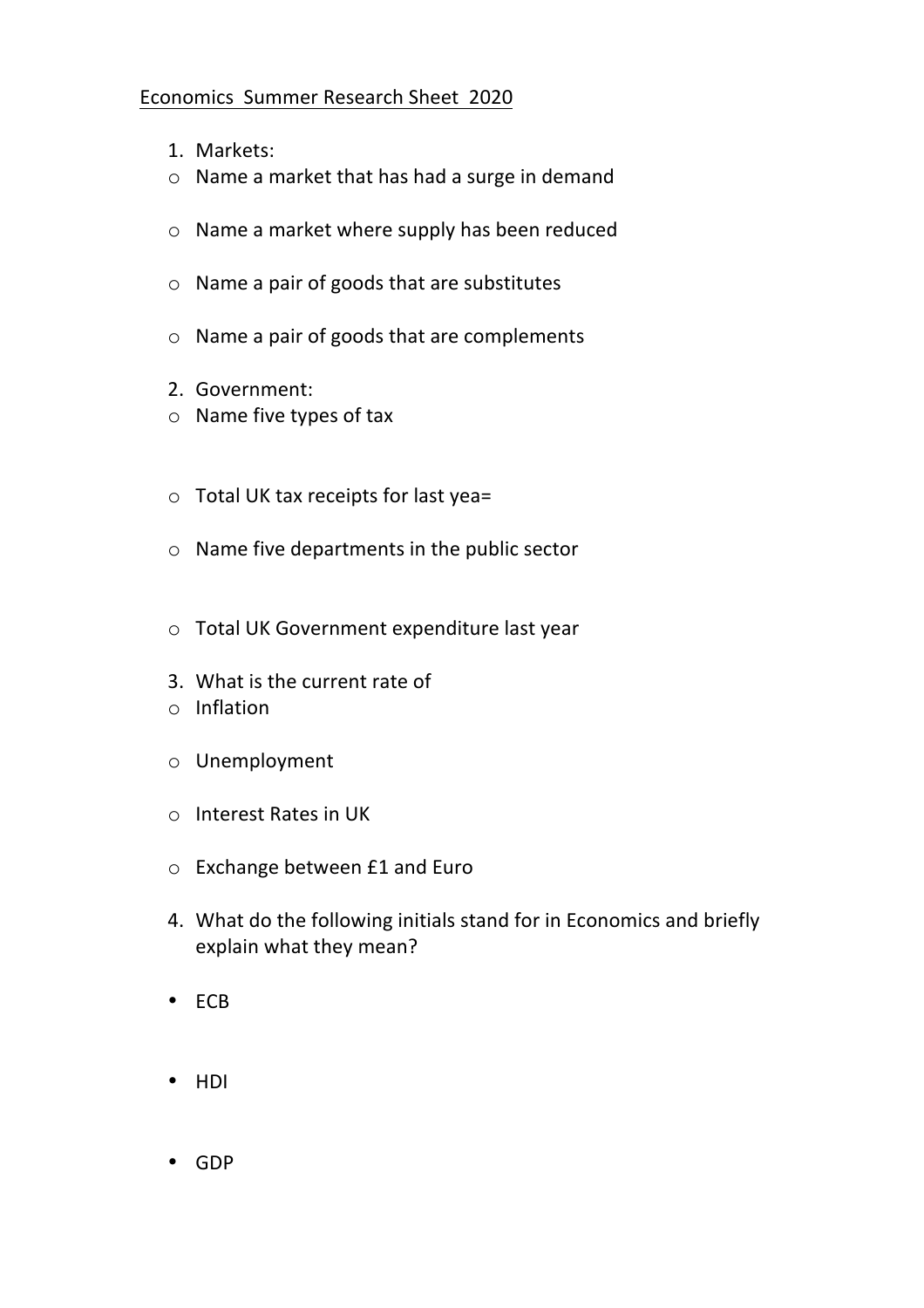Economics Summer Research Sheet 2020

1. Markets:
   - Name a market that has had a surge in demand
   - Name a market where supply has been reduced
   - Name a pair of goods that are substitutes
   - Name a pair of goods that are complements
2. Government:
   - Name five types of tax
   - Total UK tax receipts for last yea=
   - Name five departments in the public sector
   - Total UK Government expenditure last year
3. What is the current rate of
   - Inflation
   - Unemployment
   - Interest Rates in UK
   - Exchange between £1 and Euro
4. What do the following initials stand for in Economics and briefly explain what they mean?
   - ECB
   - HDI
   - GDP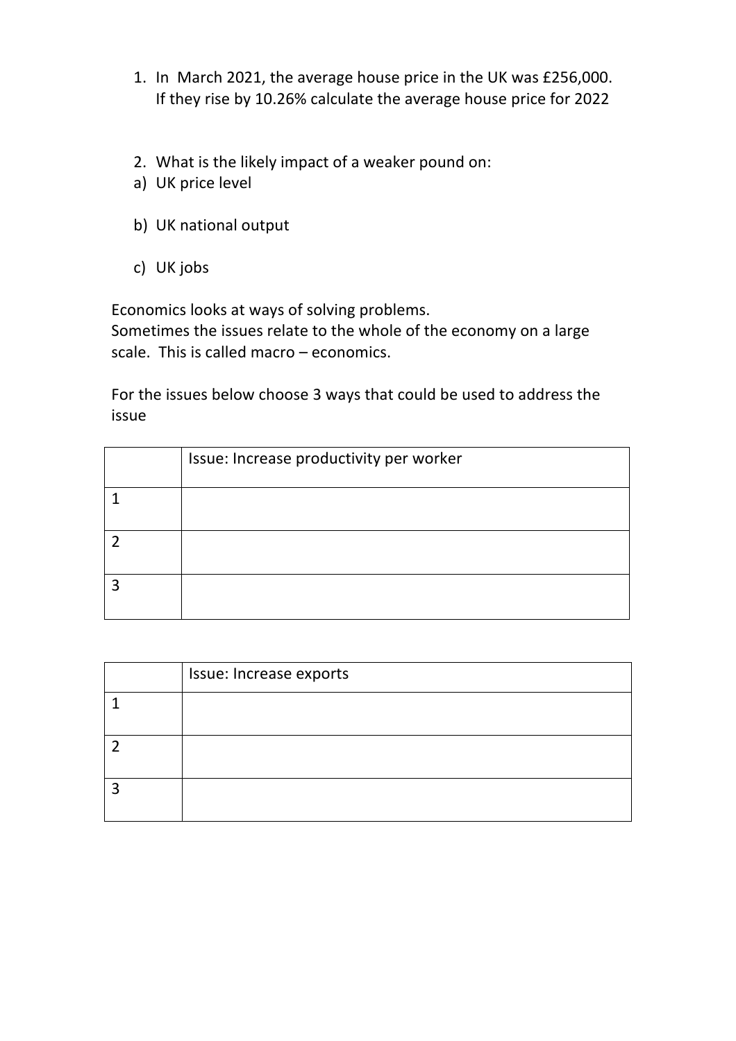1. In March 2021, the average house price in the UK was £256,000. If they rise by 10.26% calculate the average house price for 2022

2. What is the likely impact of a weaker pound on:

a) UK price level

b) UK national output

c) UK jobs

Economics looks at ways of solving problems.
Sometimes the issues relate to the whole of the economy on a large scale. This is called macro – economics.

For the issues below choose 3 ways that could be used to address the issue

| | Issue: Increase productivity per worker |
|---|---|
| 1 | |
| 2 | |
| 3 | |

| | Issue: Increase exports |
|---|---|
| 1 | |
| 2 | |
| 3 | |